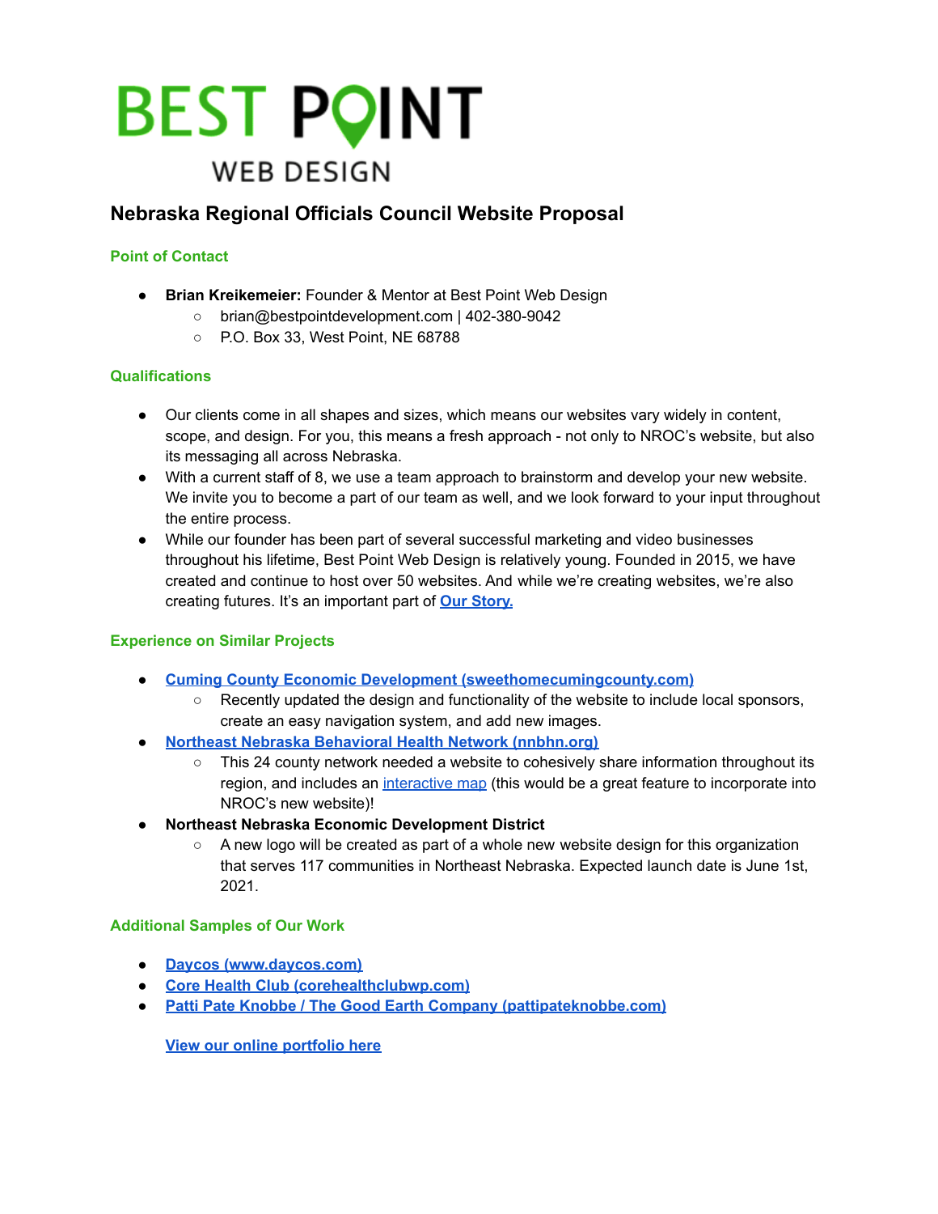# BEST POINT WEB DESIGN

## Nebraska Regional Officials Council Website Proposal

### Point of Contact

- **Brian Kreikemeier:** Founder & Mentor at Best Point Web Design
  - brian@bestpointdevelopment.com | 402-380-9042
  - P.O. Box 33, West Point, NE 68788

### Qualifications

- Our clients come in all shapes and sizes, which means our websites vary widely in content, scope, and design. For you, this means a fresh approach - not only to NROC's website, but also its messaging all across Nebraska.
- With a current staff of 8, we use a team approach to brainstorm and develop your new website. We invite you to become a part of our team as well, and we look forward to your input throughout the entire process.
- While our founder has been part of several successful marketing and video businesses throughout his lifetime, Best Point Web Design is relatively young. Founded in 2015, we have created and continue to host over 50 websites. And while we're creating websites, we're also creating futures. It's an important part of **Our Story.**

### Experience on Similar Projects

- **Cuming County Economic Development (sweethomecumingcounty.com)**
  - Recently updated the design and functionality of the website to include local sponsors, create an easy navigation system, and add new images.
- **Northeast Nebraska Behavioral Health Network (nnbhn.org)**
  - This 24 county network needed a website to cohesively share information throughout its region, and includes an interactive map (this would be a great feature to incorporate into NROC's new website)!
- **Northeast Nebraska Economic Development District**
  - A new logo will be created as part of a whole new website design for this organization that serves 117 communities in Northeast Nebraska. Expected launch date is June 1st, 2021.

### Additional Samples of Our Work

- **Daycos (www.daycos.com)**
- **Core Health Club (corehealthclubwp.com)**
- **Patti Pate Knobbe / The Good Earth Company (pattipateknobbe.com)**

**View our online portfolio here**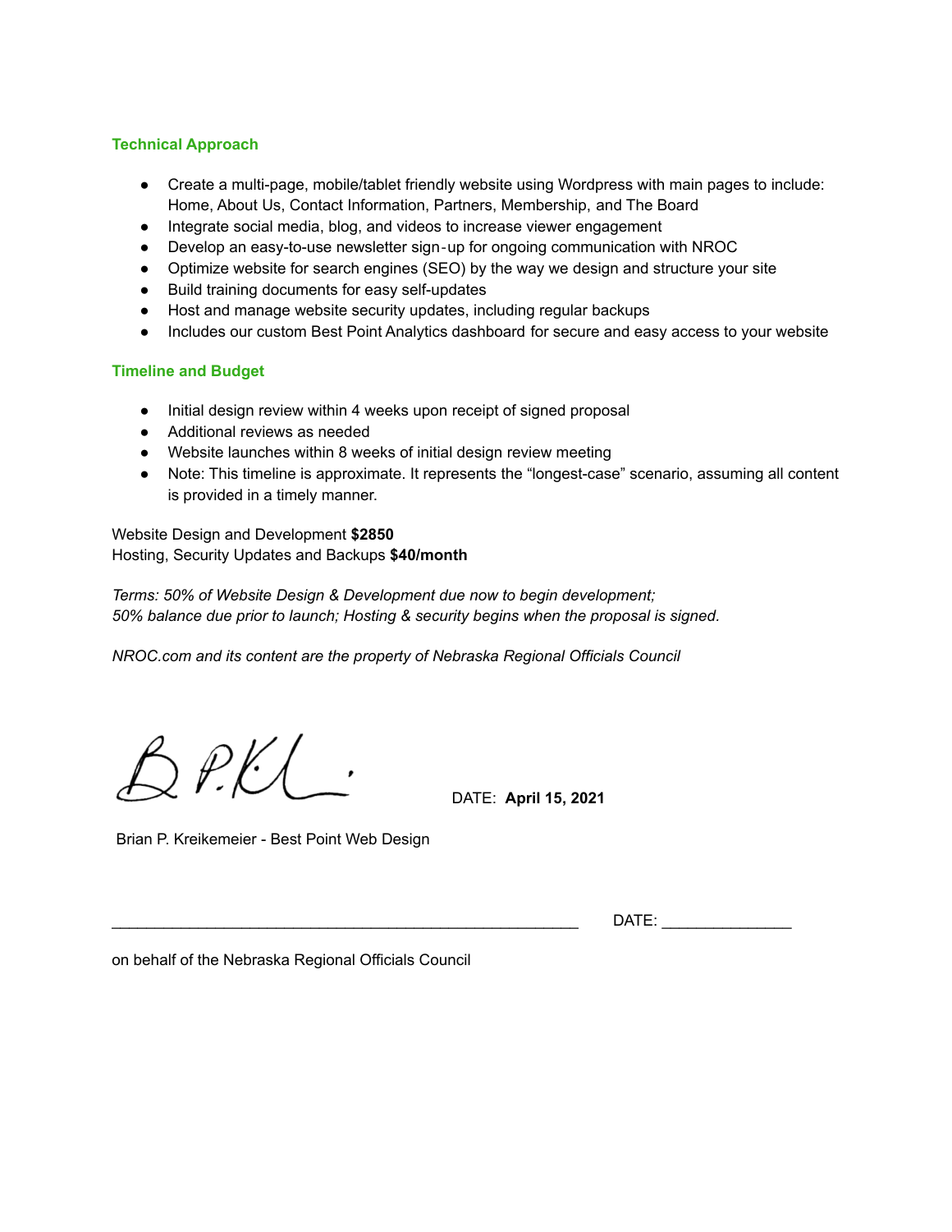### Technical Approach

- Create a multi-page, mobile/tablet friendly website using Wordpress with main pages to include: Home, About Us, Contact Information, Partners, Membership, and The Board
- Integrate social media, blog, and videos to increase viewer engagement
- Develop an easy-to-use newsletter sign-up for ongoing communication with NROC
- Optimize website for search engines (SEO) by the way we design and structure your site
- Build training documents for easy self-updates
- Host and manage website security updates, including regular backups
- Includes our custom Best Point Analytics dashboard for secure and easy access to your website

### Timeline and Budget

- Initial design review within 4 weeks upon receipt of signed proposal
- Additional reviews as needed
- Website launches within 8 weeks of initial design review meeting
- Note: This timeline is approximate. It represents the "longest-case" scenario, assuming all content is provided in a timely manner.

Website Design and Development **$2850**
Hosting, Security Updates and Backups **$40/month**

*Terms: 50% of Website Design & Development due now to begin development;*
*50% balance due prior to launch; Hosting & security begins when the proposal is signed.*

*NROC.com and its content are the property of Nebraska Regional Officials Council*

B.P.K. DATE: **April 15, 2021**

Brian P. Kreikemeier - Best Point Web Design

______________________________________________________ DATE: _______________

on behalf of the Nebraska Regional Officials Council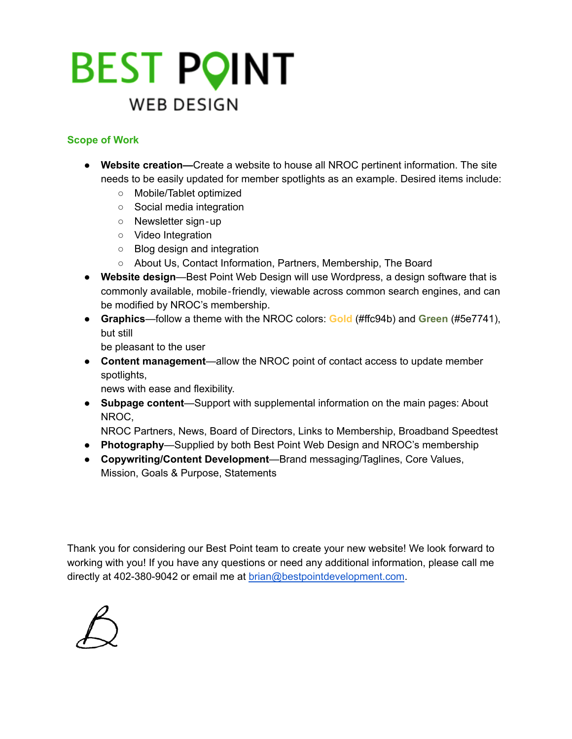BEST POINT

WEB DESIGN

## Scope of Work

- **Website creation—**Create a website to house all NROC pertinent information. The site needs to be easily updated for member spotlights as an example. Desired items include:
  - Mobile/Tablet optimized
  - Social media integration
  - Newsletter sign-up
  - Video Integration
  - Blog design and integration
  - About Us, Contact Information, Partners, Membership, The Board
- **Website design**—Best Point Web Design will use Wordpress, a design software that is commonly available, mobile-friendly, viewable across common search engines, and can be modified by NROC's membership.
- **Graphics**—follow a theme with the NROC colors: **Gold** (#ffc94b) and **Green** (#5e7741), but still be pleasant to the user
- **Content management**—allow the NROC point of contact access to update member spotlights, news with ease and flexibility.
- **Subpage content**—Support with supplemental information on the main pages: About NROC, NROC Partners, News, Board of Directors, Links to Membership, Broadband Speedtest
- **Photography**—Supplied by both Best Point Web Design and NROC's membership
- **Copywriting/Content Development**—Brand messaging/Taglines, Core Values, Mission, Goals & Purpose, Statements

Thank you for considering our Best Point team to create your new website! We look forward to working with you! If you have any questions or need any additional information, please call me directly at 402-380-9042 or email me at brian@bestpointdevelopment.com.

B